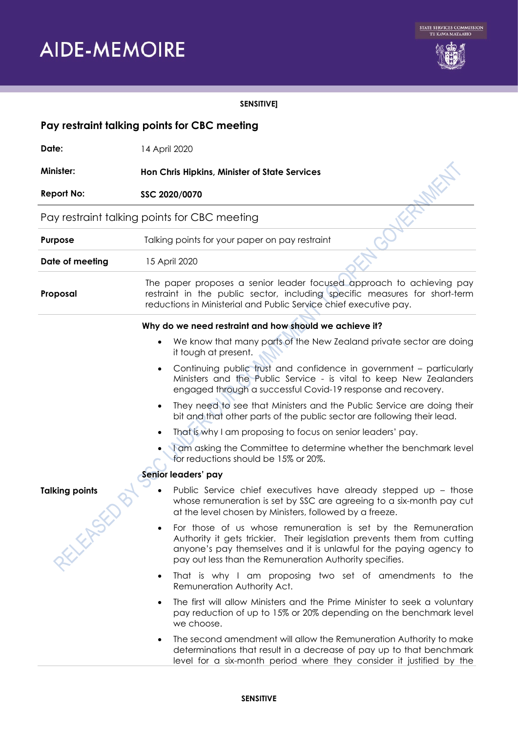# AIDE-MEMOIRE

STATE SERVICES COMMISSION
TE KAWA MATAAHO

**SENSITIVE]**

## Pay restraint talking points for CBC meeting

| | |
|---|---|
| **Date:** | 14 April 2020 |
| **Minister:** | **Hon Chris Hipkins, Minister of State Services** |
| **Report No:** | **SSC 2020/0070** |

Pay restraint talking points for CBC meeting

| | |
|---|---|
| **Purpose** | Talking points for your paper on pay restraint |
| **Date of meeting** | 15 April 2020 |
| **Proposal** | The paper proposes a senior leader focused approach to achieving pay restraint in the public sector, including specific measures for short-term reductions in Ministerial and Public Service chief executive pay. |

**Talking points**

**Why do we need restraint and how should we achieve it?**

- We know that many parts of the New Zealand private sector are doing it tough at present.
- Continuing public trust and confidence in government – particularly Ministers and the Public Service - is vital to keep New Zealanders engaged through a successful Covid-19 response and recovery.
- They need to see that Ministers and the Public Service are doing their bit and that other parts of the public sector are following their lead.
- That is why I am proposing to focus on senior leaders' pay.
- I am asking the Committee to determine whether the benchmark level for reductions should be 15% or 20%.

**Senior leaders' pay**

- Public Service chief executives have already stepped up – those whose remuneration is set by SSC are agreeing to a six-month pay cut at the level chosen by Ministers, followed by a freeze.
- For those of us whose remuneration is set by the Remuneration Authority it gets trickier. Their legislation prevents them from cutting anyone's pay themselves and it is unlawful for the paying agency to pay out less than the Remuneration Authority specifies.
- That is why I am proposing two set of amendments to the Remuneration Authority Act.
- The first will allow Ministers and the Prime Minister to seek a voluntary pay reduction of up to 15% or 20% depending on the benchmark level we choose.
- The second amendment will allow the Remuneration Authority to make determinations that result in a decrease of pay up to that benchmark level for a six-month period where they consider it justified by the

**SENSITIVE**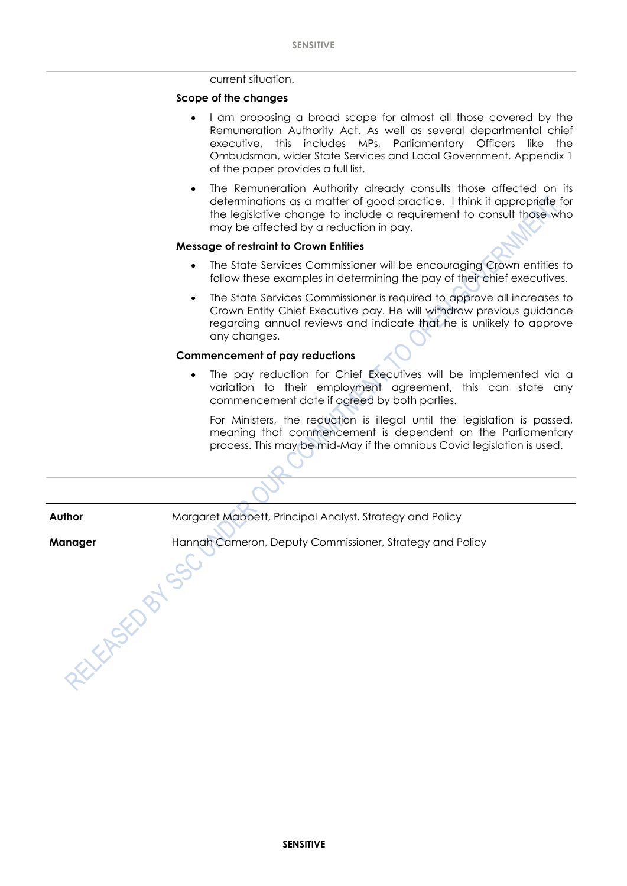current situation.

**Scope of the changes**

- I am proposing a broad scope for almost all those covered by the Remuneration Authority Act. As well as several departmental chief executive, this includes MPs, Parliamentary Officers like the Ombudsman, wider State Services and Local Government. Appendix 1 of the paper provides a full list.
- The Remuneration Authority already consults those affected on its determinations as a matter of good practice. I think it appropriate for the legislative change to include a requirement to consult those who may be affected by a reduction in pay.

**Message of restraint to Crown Entities**

- The State Services Commissioner will be encouraging Crown entities to follow these examples in determining the pay of their chief executives.
- The State Services Commissioner is required to approve all increases to Crown Entity Chief Executive pay. He will withdraw previous guidance regarding annual reviews and indicate that he is unlikely to approve any changes.

**Commencement of pay reductions**

- The pay reduction for Chief Executives will be implemented via a variation to their employment agreement, this can state any commencement date if agreed by both parties.

  For Ministers, the reduction is illegal until the legislation is passed, meaning that commencement is dependent on the Parliamentary process. This may be mid-May if the omnibus Covid legislation is used.

| | |
|---|---|
| **Author** | Margaret Mabbett, Principal Analyst, Strategy and Policy |
| **Manager** | Hannah Cameron, Deputy Commissioner, Strategy and Policy |